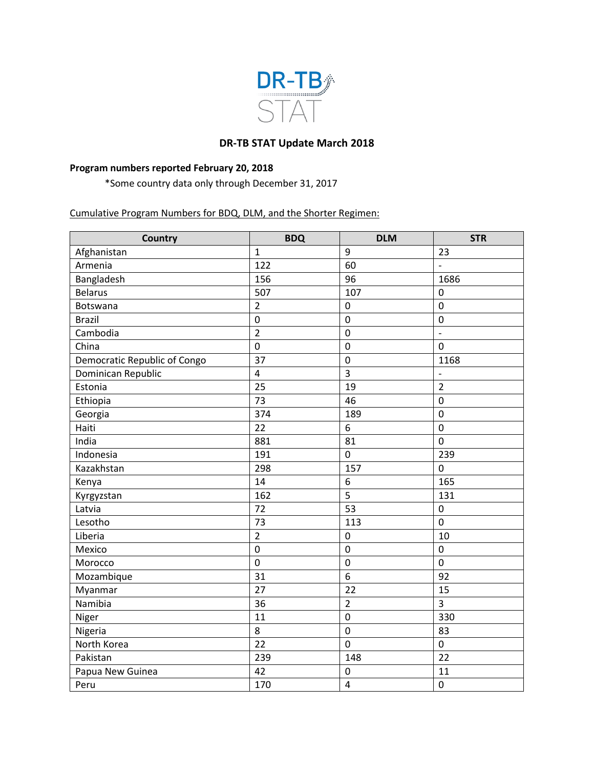DR-TB STAT

# DR-TB STAT Update March 2018

**Program numbers reported February 20, 2018**

*Some country data only through December 31, 2017

Cumulative Program Numbers for BDQ, DLM, and the Shorter Regimen:

| Country | BDQ | DLM | STR |
|---|---|---|---|
| Afghanistan | 1 | 9 | 23 |
| Armenia | 122 | 60 | - |
| Bangladesh | 156 | 96 | 1686 |
| Belarus | 507 | 107 | 0 |
| Botswana | 2 | 0 | 0 |
| Brazil | 0 | 0 | 0 |
| Cambodia | 2 | 0 | - |
| China | 0 | 0 | 0 |
| Democratic Republic of Congo | 37 | 0 | 1168 |
| Dominican Republic | 4 | 3 | - |
| Estonia | 25 | 19 | 2 |
| Ethiopia | 73 | 46 | 0 |
| Georgia | 374 | 189 | 0 |
| Haiti | 22 | 6 | 0 |
| India | 881 | 81 | 0 |
| Indonesia | 191 | 0 | 239 |
| Kazakhstan | 298 | 157 | 0 |
| Kenya | 14 | 6 | 165 |
| Kyrgyzstan | 162 | 5 | 131 |
| Latvia | 72 | 53 | 0 |
| Lesotho | 73 | 113 | 0 |
| Liberia | 2 | 0 | 10 |
| Mexico | 0 | 0 | 0 |
| Morocco | 0 | 0 | 0 |
| Mozambique | 31 | 6 | 92 |
| Myanmar | 27 | 22 | 15 |
| Namibia | 36 | 2 | 3 |
| Niger | 11 | 0 | 330 |
| Nigeria | 8 | 0 | 83 |
| North Korea | 22 | 0 | 0 |
| Pakistan | 239 | 148 | 22 |
| Papua New Guinea | 42 | 0 | 11 |
| Peru | 170 | 4 | 0 |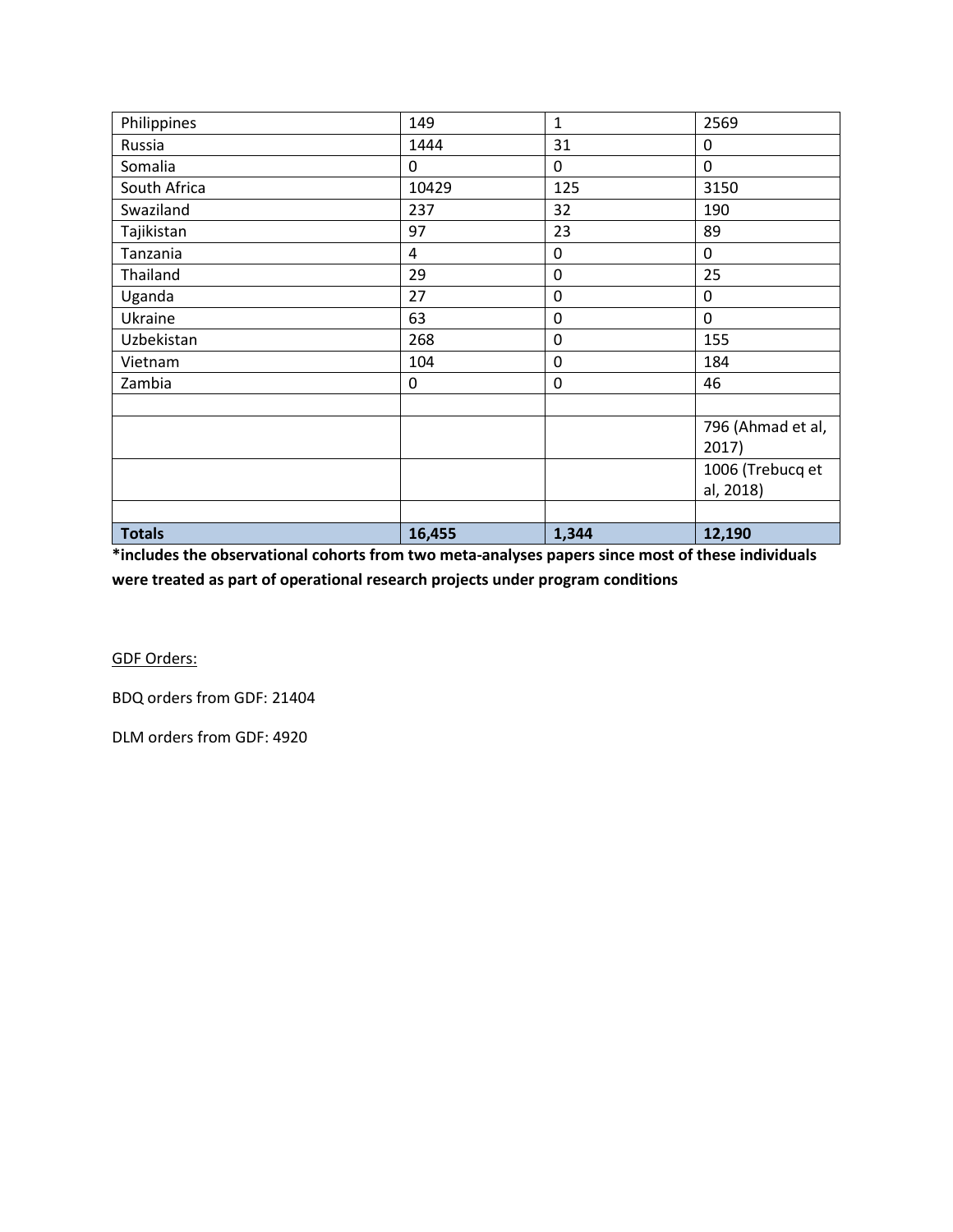| | | | |
|---|---|---|---|
| Philippines | 149 | 1 | 2569 |
| Russia | 1444 | 31 | 0 |
| Somalia | 0 | 0 | 0 |
| South Africa | 10429 | 125 | 3150 |
| Swaziland | 237 | 32 | 190 |
| Tajikistan | 97 | 23 | 89 |
| Tanzania | 4 | 0 | 0 |
| Thailand | 29 | 0 | 25 |
| Uganda | 27 | 0 | 0 |
| Ukraine | 63 | 0 | 0 |
| Uzbekistan | 268 | 0 | 155 |
| Vietnam | 104 | 0 | 184 |
| Zambia | 0 | 0 | 46 |
| | | | |
| | | | 796 (Ahmad et al, 2017) |
| | | | 1006 (Trebucq et al, 2018) |
| | | | |
| **Totals** | **16,455** | **1,344** | **12,190** |

**\*includes the observational cohorts from two meta-analyses papers since most of these individuals were treated as part of operational research projects under program conditions**

<u>GDF Orders:</u>

BDQ orders from GDF: 21404

DLM orders from GDF: 4920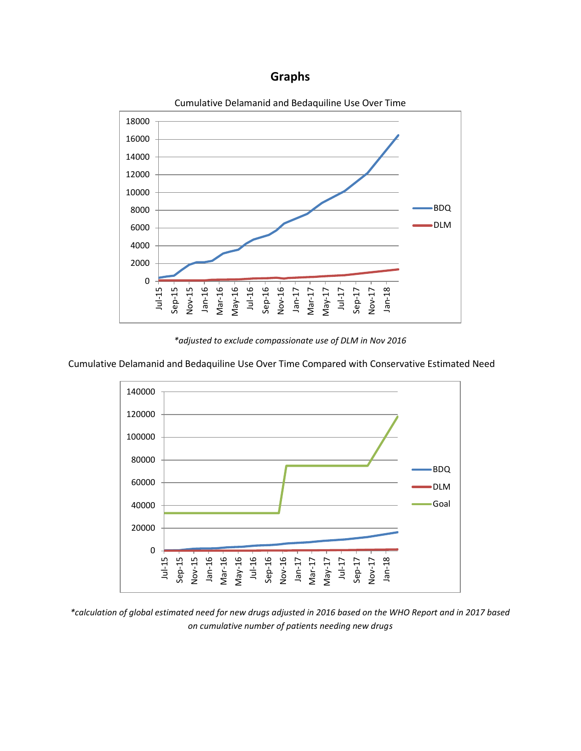# Graphs

Cumulative Delamanid and Bedaquiline Use Over Time

18000
16000
14000
12000
10000
8000
6000
4000
2000
0

Jul-15 Sep-15 Nov-15 Jan-16 Mar-16 May-16 Jul-16 Sep-16 Nov-16 Jan-17 Mar-17 May-17 Jul-17 Sep-17 Nov-17 Jan-18

BDQ
DLM

*adjusted to exclude compassionate use of DLM in Nov 2016*

Cumulative Delamanid and Bedaquiline Use Over Time Compared with Conservative Estimated Need

140000
120000
100000
80000
60000
40000
20000
0

Jul-15 Sep-15 Nov-15 Jan-16 Mar-16 May-16 Jul-16 Sep-16 Nov-16 Jan-17 Mar-17 May-17 Jul-17 Sep-17 Nov-17 Jan-18

BDQ
DLM
Goal

*calculation of global estimated need for new drugs adjusted in 2016 based on the WHO Report and in 2017 based on cumulative number of patients needing new drugs*